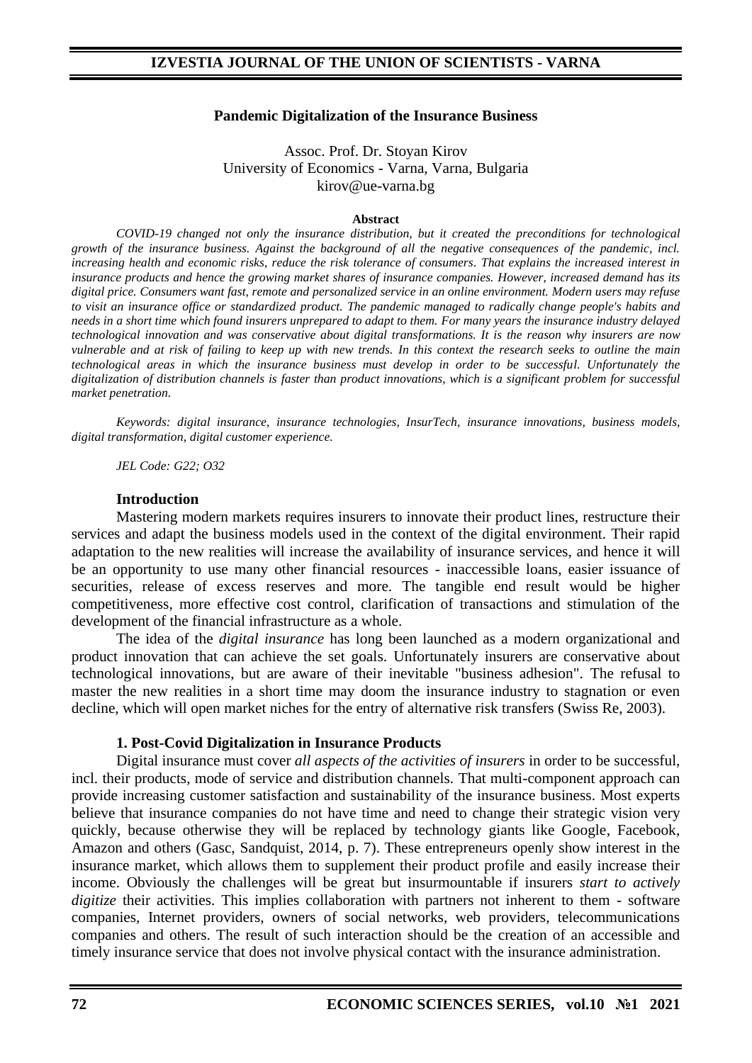# Pandemic Digitalization of the Insurance Business

Assoc. Prof. Dr. Stoyan Kirov
University of Economics - Varna, Varna, Bulgaria
kirov@ue-varna.bg

**Abstract**

*COVID-19 changed not only the insurance distribution, but it created the preconditions for technological growth of the insurance business. Against the background of all the negative consequences of the pandemic, incl. increasing health and economic risks, reduce the risk tolerance of consumers. That explains the increased interest in insurance products and hence the growing market shares of insurance companies. However, increased demand has its digital price. Consumers want fast, remote and personalized service in an online environment. Modern users may refuse to visit an insurance office or standardized product. The pandemic managed to radically change people's habits and needs in a short time which found insurers unprepared to adapt to them. For many years the insurance industry delayed technological innovation and was conservative about digital transformations. It is the reason why insurers are now vulnerable and at risk of failing to keep up with new trends. In this context the research seeks to outline the main technological areas in which the insurance business must develop in order to be successful. Unfortunately the digitalization of distribution channels is faster than product innovations, which is a significant problem for successful market penetration.*

*Keywords: digital insurance, insurance technologies, InsurTech, insurance innovations, business models, digital transformation, digital customer experience.*

*JEL Code: G22; O32*

## Introduction

Mastering modern markets requires insurers to innovate their product lines, restructure their services and adapt the business models used in the context of the digital environment. Their rapid adaptation to the new realities will increase the availability of insurance services, and hence it will be an opportunity to use many other financial resources - inaccessible loans, easier issuance of securities, release of excess reserves and more. The tangible end result would be higher competitiveness, more effective cost control, clarification of transactions and stimulation of the development of the financial infrastructure as a whole.

The idea of the *digital insurance* has long been launched as a modern organizational and product innovation that can achieve the set goals. Unfortunately insurers are conservative about technological innovations, but are aware of their inevitable "business adhesion". The refusal to master the new realities in a short time may doom the insurance industry to stagnation or even decline, which will open market niches for the entry of alternative risk transfers (Swiss Re, 2003).

## 1. Post-Covid Digitalization in Insurance Products

Digital insurance must cover *all aspects of the activities of insurers* in order to be successful, incl. their products, mode of service and distribution channels. That multi-component approach can provide increasing customer satisfaction and sustainability of the insurance business. Most experts believe that insurance companies do not have time and need to change their strategic vision very quickly, because otherwise they will be replaced by technology giants like Google, Facebook, Amazon and others (Gasc, Sandquist, 2014, p. 7). These entrepreneurs openly show interest in the insurance market, which allows them to supplement their product profile and easily increase their income. Obviously the challenges will be great but insurmountable if insurers *start to actively digitize* their activities. This implies collaboration with partners not inherent to them - software companies, Internet providers, owners of social networks, web providers, telecommunications companies and others. The result of such interaction should be the creation of an accessible and timely insurance service that does not involve physical contact with the insurance administration.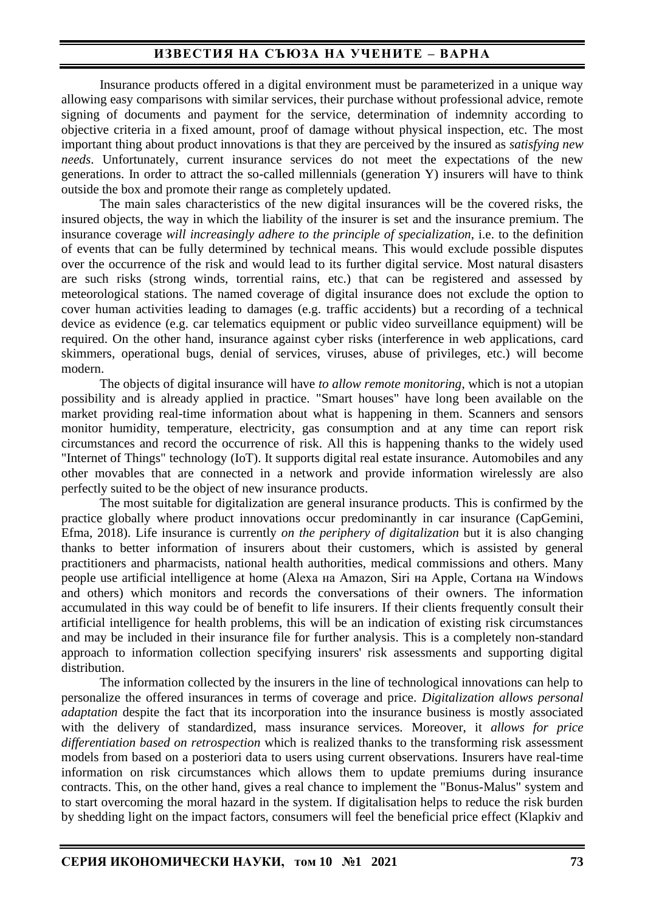Insurance products offered in a digital environment must be parameterized in a unique way allowing easy comparisons with similar services, their purchase without professional advice, remote signing of documents and payment for the service, determination of indemnity according to objective criteria in a fixed amount, proof of damage without physical inspection, etc. The most important thing about product innovations is that they are perceived by the insured as *satisfying new needs*. Unfortunately, current insurance services do not meet the expectations of the new generations. In order to attract the so-called millennials (generation Y) insurers will have to think outside the box and promote their range as completely updated.

The main sales characteristics of the new digital insurances will be the covered risks, the insured objects, the way in which the liability of the insurer is set and the insurance premium. The insurance coverage *will increasingly adhere to the principle of specialization*, i.e. to the definition of events that can be fully determined by technical means. This would exclude possible disputes over the occurrence of the risk and would lead to its further digital service. Most natural disasters are such risks (strong winds, torrential rains, etc.) that can be registered and assessed by meteorological stations. The named coverage of digital insurance does not exclude the option to cover human activities leading to damages (e.g. traffic accidents) but a recording of a technical device as evidence (e.g. car telematics equipment or public video surveillance equipment) will be required. On the other hand, insurance against cyber risks (interference in web applications, card skimmers, operational bugs, denial of services, viruses, abuse of privileges, etc.) will become modern.

The objects of digital insurance will have *to allow remote monitoring*, which is not a utopian possibility and is already applied in practice. "Smart houses" have long been available on the market providing real-time information about what is happening in them. Scanners and sensors monitor humidity, temperature, electricity, gas consumption and at any time can report risk circumstances and record the occurrence of risk. All this is happening thanks to the widely used "Internet of Things" technology (IoT). It supports digital real estate insurance. Automobiles and any other movables that are connected in a network and provide information wirelessly are also perfectly suited to be the object of new insurance products.

The most suitable for digitalization are general insurance products. This is confirmed by the practice globally where product innovations occur predominantly in car insurance (CapGemini, Efma, 2018). Life insurance is currently *on the periphery of digitalization* but it is also changing thanks to better information of insurers about their customers, which is assisted by general practitioners and pharmacists, national health authorities, medical commissions and others. Many people use artificial intelligence at home (Alexa на Amazon, Siri на Apple, Cortana на Windows and others) which monitors and records the conversations of their owners. The information accumulated in this way could be of benefit to life insurers. If their clients frequently consult their artificial intelligence for health problems, this will be an indication of existing risk circumstances and may be included in their insurance file for further analysis. This is a completely non-standard approach to information collection specifying insurers' risk assessments and supporting digital distribution.

The information collected by the insurers in the line of technological innovations can help to personalize the offered insurances in terms of coverage and price. *Digitalization allows personal adaptation* despite the fact that its incorporation into the insurance business is mostly associated with the delivery of standardized, mass insurance services. Moreover, it *allows for price differentiation based on retrospection* which is realized thanks to the transforming risk assessment models from based on a posteriori data to users using current observations. Insurers have real-time information on risk circumstances which allows them to update premiums during insurance contracts. This, on the other hand, gives a real chance to implement the "Bonus-Malus" system and to start overcoming the moral hazard in the system. If digitalisation helps to reduce the risk burden by shedding light on the impact factors, consumers will feel the beneficial price effect (Klapkiv and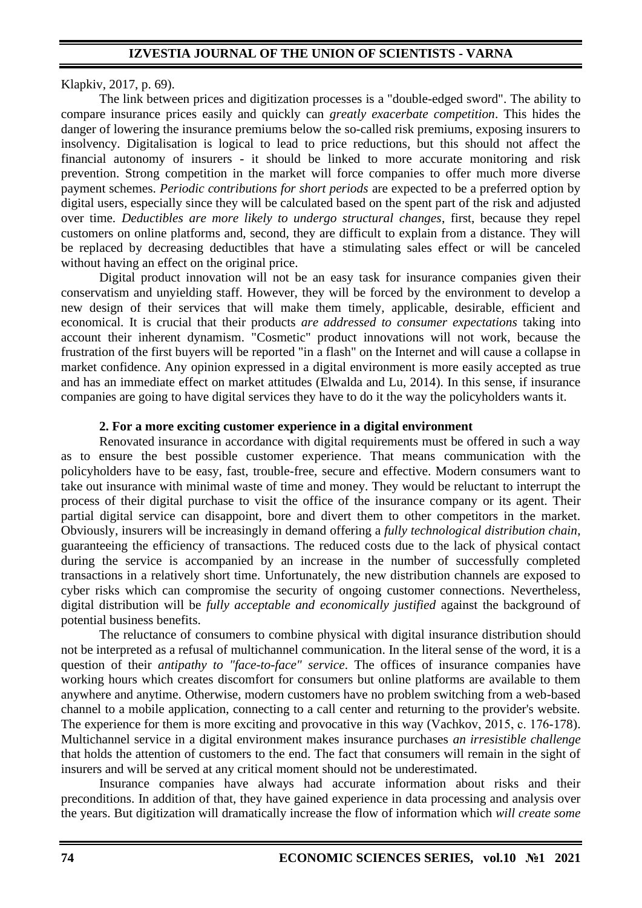Klapkiv, 2017, p. 69).

The link between prices and digitization processes is a "double-edged sword". The ability to compare insurance prices easily and quickly can *greatly exacerbate competition*. This hides the danger of lowering the insurance premiums below the so-called risk premiums, exposing insurers to insolvency. Digitalisation is logical to lead to price reductions, but this should not affect the financial autonomy of insurers - it should be linked to more accurate monitoring and risk prevention. Strong competition in the market will force companies to offer much more diverse payment schemes. *Periodic contributions for short periods* are expected to be a preferred option by digital users, especially since they will be calculated based on the spent part of the risk and adjusted over time. *Deductibles are more likely to undergo structural changes*, first, because they repel customers on online platforms and, second, they are difficult to explain from a distance. They will be replaced by decreasing deductibles that have a stimulating sales effect or will be canceled without having an effect on the original price.

Digital product innovation will not be an easy task for insurance companies given their conservatism and unyielding staff. However, they will be forced by the environment to develop a new design of their services that will make them timely, applicable, desirable, efficient and economical. It is crucial that their products *are addressed to consumer expectations* taking into account their inherent dynamism. "Cosmetic" product innovations will not work, because the frustration of the first buyers will be reported "in a flash" on the Internet and will cause a collapse in market confidence. Any opinion expressed in a digital environment is more easily accepted as true and has an immediate effect on market attitudes (Elwalda and Lu, 2014). In this sense, if insurance companies are going to have digital services they have to do it the way the policyholders wants it.

### 2. For a more exciting customer experience in a digital environment

Renovated insurance in accordance with digital requirements must be offered in such a way as to ensure the best possible customer experience. That means communication with the policyholders have to be easy, fast, trouble-free, secure and effective. Modern consumers want to take out insurance with minimal waste of time and money. They would be reluctant to interrupt the process of their digital purchase to visit the office of the insurance company or its agent. Their partial digital service can disappoint, bore and divert them to other competitors in the market. Obviously, insurers will be increasingly in demand offering a *fully technological distribution chain*, guaranteeing the efficiency of transactions. The reduced costs due to the lack of physical contact during the service is accompanied by an increase in the number of successfully completed transactions in a relatively short time. Unfortunately, the new distribution channels are exposed to cyber risks which can compromise the security of ongoing customer connections. Nevertheless, digital distribution will be *fully acceptable and economically justified* against the background of potential business benefits.

The reluctance of consumers to combine physical with digital insurance distribution should not be interpreted as a refusal of multichannel communication. In the literal sense of the word, it is a question of their *antipathy to "face-to-face" service*. The offices of insurance companies have working hours which creates discomfort for consumers but online platforms are available to them anywhere and anytime. Otherwise, modern customers have no problem switching from a web-based channel to a mobile application, connecting to a call center and returning to the provider's website. The experience for them is more exciting and provocative in this way (Vachkov, 2015, c. 176-178). Multichannel service in a digital environment makes insurance purchases *an irresistible challenge* that holds the attention of customers to the end. The fact that consumers will remain in the sight of insurers and will be served at any critical moment should not be underestimated.

Insurance companies have always had accurate information about risks and their preconditions. In addition of that, they have gained experience in data processing and analysis over the years. But digitization will dramatically increase the flow of information which *will create some*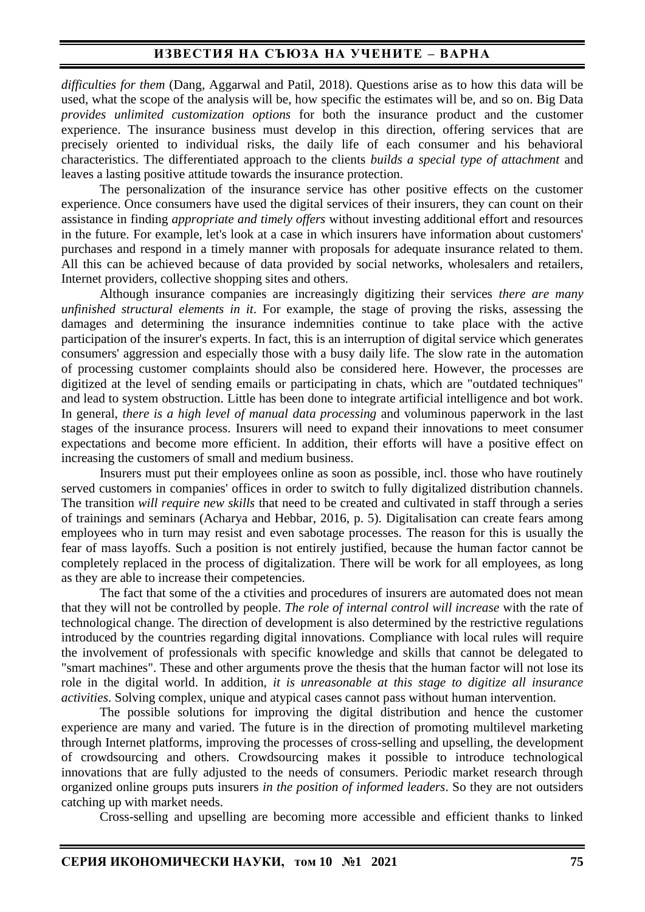*difficulties for them* (Dang, Aggarwal and Patil, 2018). Questions arise as to how this data will be used, what the scope of the analysis will be, how specific the estimates will be, and so on. Big Data *provides unlimited customization options* for both the insurance product and the customer experience. The insurance business must develop in this direction, offering services that are precisely oriented to individual risks, the daily life of each consumer and his behavioral characteristics. The differentiated approach to the clients *builds a special type of attachment* and leaves a lasting positive attitude towards the insurance protection.

The personalization of the insurance service has other positive effects on the customer experience. Once consumers have used the digital services of their insurers, they can count on their assistance in finding *appropriate and timely offers* without investing additional effort and resources in the future. For example, let's look at a case in which insurers have information about customers' purchases and respond in a timely manner with proposals for adequate insurance related to them. All this can be achieved because of data provided by social networks, wholesalers and retailers, Internet providers, collective shopping sites and others.

Although insurance companies are increasingly digitizing their services *there are many unfinished structural elements in it*. For example, the stage of proving the risks, assessing the damages and determining the insurance indemnities continue to take place with the active participation of the insurer's experts. In fact, this is an interruption of digital service which generates consumers' aggression and especially those with a busy daily life. The slow rate in the automation of processing customer complaints should also be considered here. However, the processes are digitized at the level of sending emails or participating in chats, which are "outdated techniques" and lead to system obstruction. Little has been done to integrate artificial intelligence and bot work. In general, *there is a high level of manual data processing* and voluminous paperwork in the last stages of the insurance process. Insurers will need to expand their innovations to meet consumer expectations and become more efficient. In addition, their efforts will have a positive effect on increasing the customers of small and medium business.

Insurers must put their employees online as soon as possible, incl. those who have routinely served customers in companies' offices in order to switch to fully digitalized distribution channels. The transition *will require new skills* that need to be created and cultivated in staff through a series of trainings and seminars (Acharya and Hebbar, 2016, p. 5). Digitalisation can create fears among employees who in turn may resist and even sabotage processes. The reason for this is usually the fear of mass layoffs. Such a position is not entirely justified, because the human factor cannot be completely replaced in the process of digitalization. There will be work for all employees, as long as they are able to increase their competencies.

The fact that some of the a ctivities and procedures of insurers are automated does not mean that they will not be controlled by people. *The role of internal control will increase* with the rate of technological change. The direction of development is also determined by the restrictive regulations introduced by the countries regarding digital innovations. Compliance with local rules will require the involvement of professionals with specific knowledge and skills that cannot be delegated to "smart machines". These and other arguments prove the thesis that the human factor will not lose its role in the digital world. In addition, *it is unreasonable at this stage to digitize all insurance activities*. Solving complex, unique and atypical cases cannot pass without human intervention.

The possible solutions for improving the digital distribution and hence the customer experience are many and varied. The future is in the direction of promoting multilevel marketing through Internet platforms, improving the processes of cross-selling and upselling, the development of crowdsourcing and others. Crowdsourcing makes it possible to introduce technological innovations that are fully adjusted to the needs of consumers. Periodic market research through organized online groups puts insurers *in the position of informed leaders*. So they are not outsiders catching up with market needs.

Cross-selling and upselling are becoming more accessible and efficient thanks to linked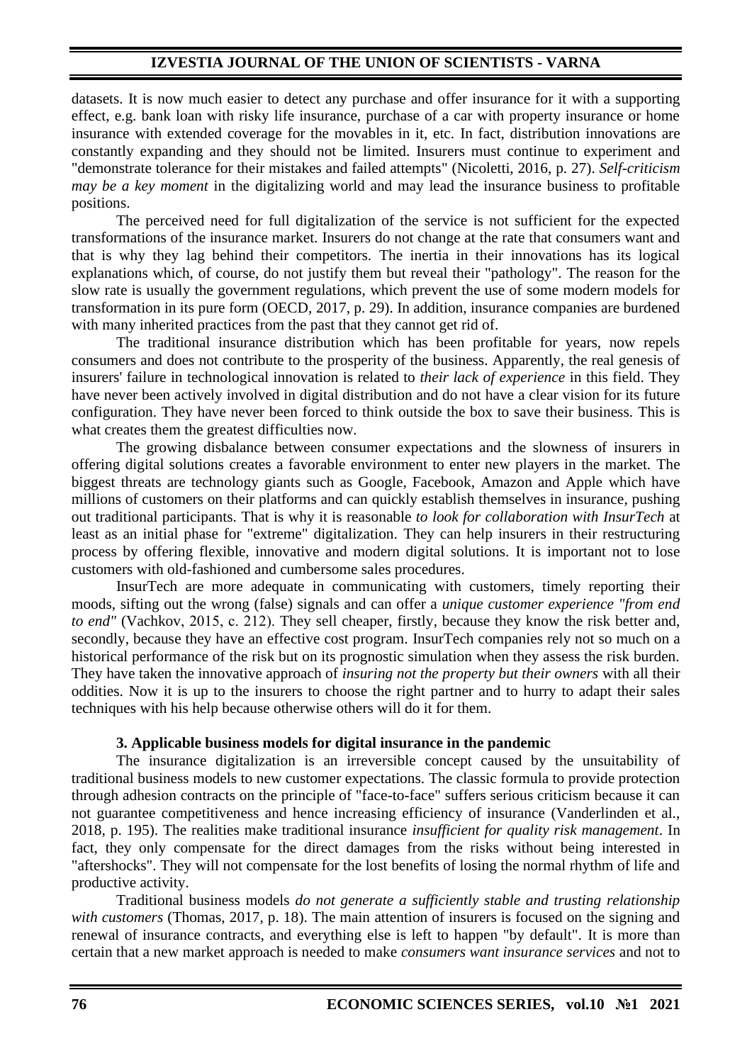datasets. It is now much easier to detect any purchase and offer insurance for it with a supporting effect, e.g. bank loan with risky life insurance, purchase of a car with property insurance or home insurance with extended coverage for the movables in it, etc. In fact, distribution innovations are constantly expanding and they should not be limited. Insurers must continue to experiment and "demonstrate tolerance for their mistakes and failed attempts" (Nicoletti, 2016, p. 27). *Self-criticism may be a key moment* in the digitalizing world and may lead the insurance business to profitable positions.

The perceived need for full digitalization of the service is not sufficient for the expected transformations of the insurance market. Insurers do not change at the rate that consumers want and that is why they lag behind their competitors. The inertia in their innovations has its logical explanations which, of course, do not justify them but reveal their "pathology". The reason for the slow rate is usually the government regulations, which prevent the use of some modern models for transformation in its pure form (OECD, 2017, p. 29). In addition, insurance companies are burdened with many inherited practices from the past that they cannot get rid of.

The traditional insurance distribution which has been profitable for years, now repels consumers and does not contribute to the prosperity of the business. Apparently, the real genesis of insurers' failure in technological innovation is related to *their lack of experience* in this field. They have never been actively involved in digital distribution and do not have a clear vision for its future configuration. They have never been forced to think outside the box to save their business. This is what creates them the greatest difficulties now.

The growing disbalance between consumer expectations and the slowness of insurers in offering digital solutions creates a favorable environment to enter new players in the market. The biggest threats are technology giants such as Google, Facebook, Amazon and Apple which have millions of customers on their platforms and can quickly establish themselves in insurance, pushing out traditional participants. That is why it is reasonable *to look for collaboration with InsurTech* at least as an initial phase for "extreme" digitalization. They can help insurers in their restructuring process by offering flexible, innovative and modern digital solutions. It is important not to lose customers with old-fashioned and cumbersome sales procedures.

InsurTech are more adequate in communicating with customers, timely reporting their moods, sifting out the wrong (false) signals and can offer a *unique customer experience "from end to end"* (Vachkov, 2015, c. 212). They sell cheaper, firstly, because they know the risk better and, secondly, because they have an effective cost program. InsurTech companies rely not so much on a historical performance of the risk but on its prognostic simulation when they assess the risk burden. They have taken the innovative approach of *insuring not the property but their owners* with all their oddities. Now it is up to the insurers to choose the right partner and to hurry to adapt their sales techniques with his help because otherwise others will do it for them.

### 3. Applicable business models for digital insurance in the pandemic

The insurance digitalization is an irreversible concept caused by the unsuitability of traditional business models to new customer expectations. The classic formula to provide protection through adhesion contracts on the principle of "face-to-face" suffers serious criticism because it can not guarantee competitiveness and hence increasing efficiency of insurance (Vanderlinden et al., 2018, p. 195). The realities make traditional insurance *insufficient for quality risk management*. In fact, they only compensate for the direct damages from the risks without being interested in "aftershocks". They will not compensate for the lost benefits of losing the normal rhythm of life and productive activity.

Traditional business models *do not generate a sufficiently stable and trusting relationship with customers* (Thomas, 2017, p. 18). The main attention of insurers is focused on the signing and renewal of insurance contracts, and everything else is left to happen "by default". It is more than certain that a new market approach is needed to make *consumers want insurance services* and not to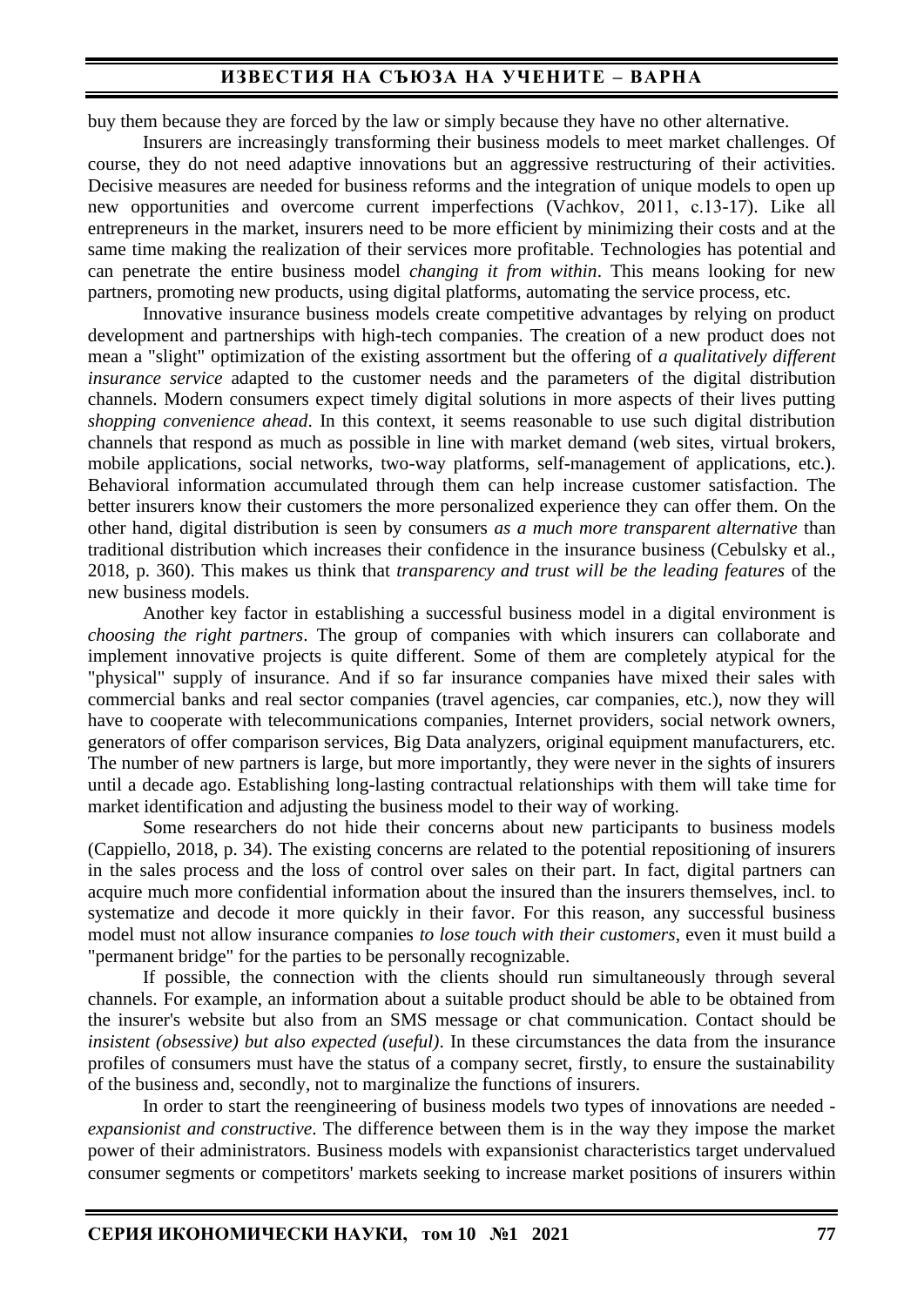buy them because they are forced by the law or simply because they have no other alternative.

Insurers are increasingly transforming their business models to meet market challenges. Of course, they do not need adaptive innovations but an aggressive restructuring of their activities. Decisive measures are needed for business reforms and the integration of unique models to open up new opportunities and overcome current imperfections (Vachkov, 2011, c.13-17). Like all entrepreneurs in the market, insurers need to be more efficient by minimizing their costs and at the same time making the realization of their services more profitable. Technologies has potential and can penetrate the entire business model *changing it from within*. This means looking for new partners, promoting new products, using digital platforms, automating the service process, etc.

Innovative insurance business models create competitive advantages by relying on product development and partnerships with high-tech companies. The creation of a new product does not mean a "slight" optimization of the existing assortment but the offering of *a qualitatively different insurance service* adapted to the customer needs and the parameters of the digital distribution channels. Modern consumers expect timely digital solutions in more aspects of their lives putting *shopping convenience ahead*. In this context, it seems reasonable to use such digital distribution channels that respond as much as possible in line with market demand (web sites, virtual brokers, mobile applications, social networks, two-way platforms, self-management of applications, etc.). Behavioral information accumulated through them can help increase customer satisfaction. The better insurers know their customers the more personalized experience they can offer them. On the other hand, digital distribution is seen by consumers *as a much more transparent alternative* than traditional distribution which increases their confidence in the insurance business (Cebulsky et al., 2018, p. 360). This makes us think that *transparency and trust will be the leading features* of the new business models.

Another key factor in establishing a successful business model in a digital environment is *choosing the right partners*. The group of companies with which insurers can collaborate and implement innovative projects is quite different. Some of them are completely atypical for the "physical" supply of insurance. And if so far insurance companies have mixed their sales with commercial banks and real sector companies (travel agencies, car companies, etc.), now they will have to cooperate with telecommunications companies, Internet providers, social network owners, generators of offer comparison services, Big Data analyzers, original equipment manufacturers, etc. The number of new partners is large, but more importantly, they were never in the sights of insurers until a decade ago. Establishing long-lasting contractual relationships with them will take time for market identification and adjusting the business model to their way of working.

Some researchers do not hide their concerns about new participants to business models (Cappiello, 2018, p. 34). The existing concerns are related to the potential repositioning of insurers in the sales process and the loss of control over sales on their part. In fact, digital partners can acquire much more confidential information about the insured than the insurers themselves, incl. to systematize and decode it more quickly in their favor. For this reason, any successful business model must not allow insurance companies *to lose touch with their customers*, even it must build a "permanent bridge" for the parties to be personally recognizable.

If possible, the connection with the clients should run simultaneously through several channels. For example, an information about a suitable product should be able to be obtained from the insurer's website but also from an SMS message or chat communication. Contact should be *insistent (obsessive) but also expected (useful)*. In these circumstances the data from the insurance profiles of consumers must have the status of a company secret, firstly, to ensure the sustainability of the business and, secondly, not to marginalize the functions of insurers.

In order to start the reengineering of business models two types of innovations are needed - *expansionist and constructive*. The difference between them is in the way they impose the market power of their administrators. Business models with expansionist characteristics target undervalued consumer segments or competitors' markets seeking to increase market positions of insurers within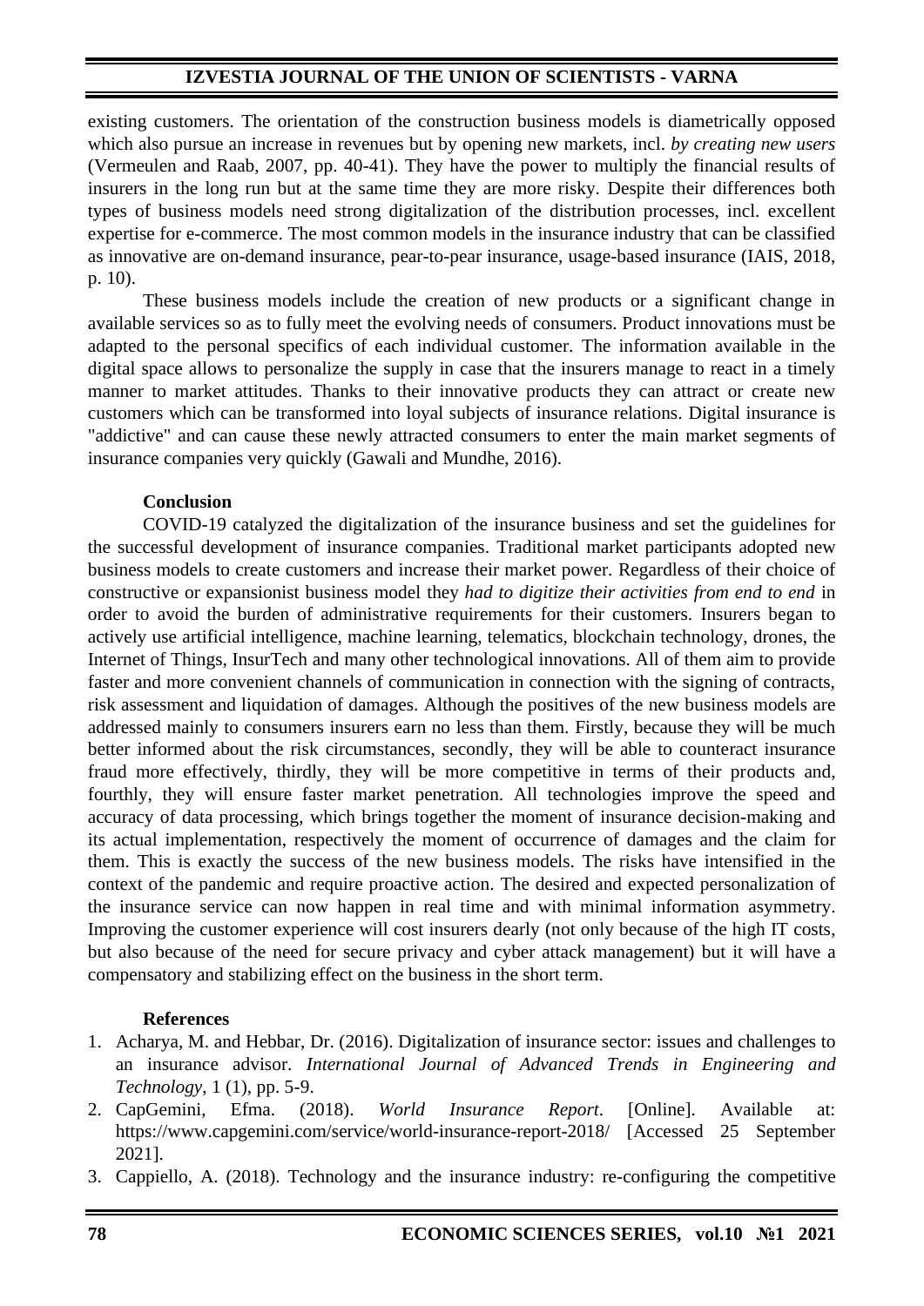existing customers. The orientation of the construction business models is diametrically opposed which also pursue an increase in revenues but by opening new markets, incl. *by creating new users* (Vermeulen and Raab, 2007, pp. 40-41). They have the power to multiply the financial results of insurers in the long run but at the same time they are more risky. Despite their differences both types of business models need strong digitalization of the distribution processes, incl. excellent expertise for e-commerce. The most common models in the insurance industry that can be classified as innovative are on-demand insurance, pear-to-pear insurance, usage-based insurance (IAIS, 2018, p. 10).

These business models include the creation of new products or a significant change in available services so as to fully meet the evolving needs of consumers. Product innovations must be adapted to the personal specifics of each individual customer. The information available in the digital space allows to personalize the supply in case that the insurers manage to react in a timely manner to market attitudes. Thanks to their innovative products they can attract or create new customers which can be transformed into loyal subjects of insurance relations. Digital insurance is "addictive" and can cause these newly attracted consumers to enter the main market segments of insurance companies very quickly (Gawali and Mundhe, 2016).

## Conclusion

COVID-19 catalyzed the digitalization of the insurance business and set the guidelines for the successful development of insurance companies. Traditional market participants adopted new business models to create customers and increase their market power. Regardless of their choice of constructive or expansionist business model they *had to digitize their activities from end to end* in order to avoid the burden of administrative requirements for their customers. Insurers began to actively use artificial intelligence, machine learning, telematics, blockchain technology, drones, the Internet of Things, InsurTech and many other technological innovations. All of them aim to provide faster and more convenient channels of communication in connection with the signing of contracts, risk assessment and liquidation of damages. Although the positives of the new business models are addressed mainly to consumers insurers earn no less than them. Firstly, because they will be much better informed about the risk circumstances, secondly, they will be able to counteract insurance fraud more effectively, thirdly, they will be more competitive in terms of their products and, fourthly, they will ensure faster market penetration. All technologies improve the speed and accuracy of data processing, which brings together the moment of insurance decision-making and its actual implementation, respectively the moment of occurrence of damages and the claim for them. This is exactly the success of the new business models. The risks have intensified in the context of the pandemic and require proactive action. The desired and expected personalization of the insurance service can now happen in real time and with minimal information asymmetry. Improving the customer experience will cost insurers dearly (not only because of the high IT costs, but also because of the need for secure privacy and cyber attack management) but it will have a compensatory and stabilizing effect on the business in the short term.

## References

1. Acharya, M. and Hebbar, Dr. (2016). Digitalization of insurance sector: issues and challenges to an insurance advisor. *International Journal of Advanced Trends in Engineering and Technology*, 1 (1), pp. 5-9.
2. CapGemini, Efma. (2018). *World Insurance Report*. [Online]. Available at: https://www.capgemini.com/service/world-insurance-report-2018/ [Accessed 25 September 2021].
3. Cappiello, A. (2018). Technology and the insurance industry: re-configuring the competitive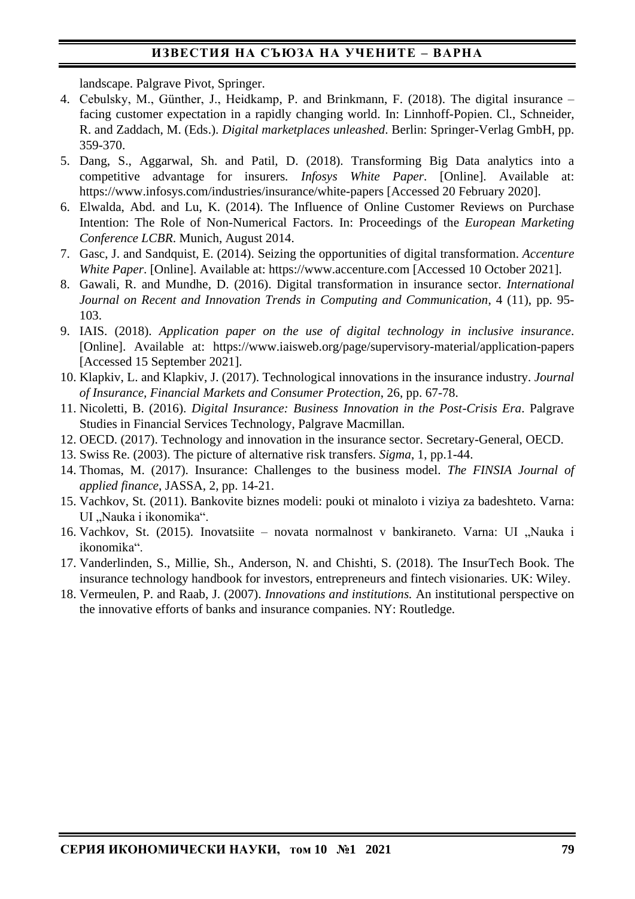landscape. Palgrave Pivot, Springer.

4. Cebulsky, M., Günther, J., Heidkamp, P. and Brinkmann, F. (2018). The digital insurance – facing customer expectation in a rapidly changing world. In: Linnhoff-Popien. Cl., Schneider, R. and Zaddach, M. (Eds.). *Digital marketplaces unleashed*. Berlin: Springer-Verlag GmbH, pp. 359-370.
5. Dang, S., Aggarwal, Sh. and Patil, D. (2018). Transforming Big Data analytics into a competitive advantage for insurers. *Infosys White Paper*. [Online]. Available at: https://www.infosys.com/industries/insurance/white-papers [Accessed 20 February 2020].
6. Elwalda, Abd. and Lu, K. (2014). The Influence of Online Customer Reviews on Purchase Intention: The Role of Non-Numerical Factors. In: Proceedings of the *European Marketing Conference LCBR*. Munich, August 2014.
7. Gasc, J. and Sandquist, E. (2014). Seizing the opportunities of digital transformation. *Accenture White Paper*. [Online]. Available at: https://www.accenture.com [Accessed 10 October 2021].
8. Gawali, R. and Mundhe, D. (2016). Digital transformation in insurance sector. *International Journal on Recent and Innovation Trends in Computing and Communication*, 4 (11), pp. 95-103.
9. IAIS. (2018). *Application paper on the use of digital technology in inclusive insurance*. [Online]. Available at: https://www.iaisweb.org/page/supervisory-material/application-papers [Accessed 15 September 2021].
10. Klapkiv, L. and Klapkiv, J. (2017). Technological innovations in the insurance industry. *Journal of Insurance, Financial Markets and Consumer Protection*, 26, pp. 67-78.
11. Nicoletti, B. (2016). *Digital Insurance: Business Innovation in the Post-Crisis Era*. Palgrave Studies in Financial Services Technology, Palgrave Macmillan.
12. OECD. (2017). Technology and innovation in the insurance sector. Secretary-General, OECD.
13. Swiss Re. (2003). The picture of alternative risk transfers. *Sigma*, 1, pp.1-44.
14. Thomas, M. (2017). Insurance: Challenges to the business model. *The FINSIA Journal of applied finance*, JASSA, 2, pp. 14-21.
15. Vachkov, St. (2011). Bankovite biznes modeli: pouki ot minaloto i viziya za badeshteto. Varna: UI „Nauka i ikonomika".
16. Vachkov, St. (2015). Inovatsiite – novata normalnost v bankiraneto. Varna: UI „Nauka i ikonomika".
17. Vanderlinden, S., Millie, Sh., Anderson, N. and Chishti, S. (2018). The InsurTech Book. The insurance technology handbook for investors, entrepreneurs and fintech visionaries. UK: Wiley.
18. Vermeulen, P. and Raab, J. (2007). *Innovations and institutions.* An institutional perspective on the innovative efforts of banks and insurance companies. NY: Routledge.